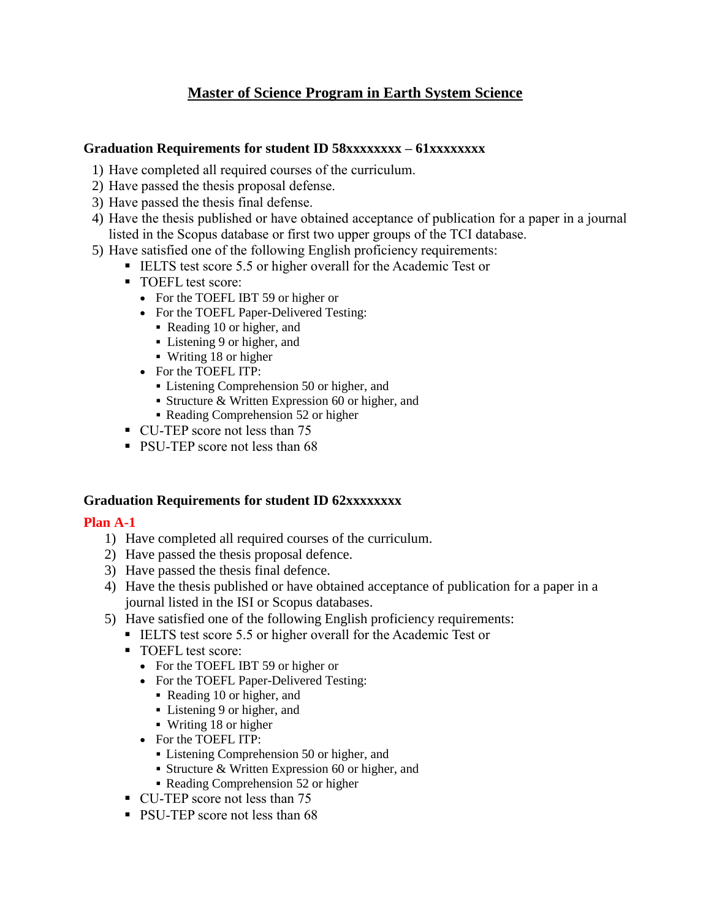# Master of Science Program in Earth System Science

### Graduation Requirements for student ID 58xxxxxxxx – 61xxxxxxxx

1) Have completed all required courses of the curriculum.
2) Have passed the thesis proposal defense.
3) Have passed the thesis final defense.
4) Have the thesis published or have obtained acceptance of publication for a paper in a journal listed in the Scopus database or first two upper groups of the TCI database.
5) Have satisfied one of the following English proficiency requirements:
   - IELTS test score 5.5 or higher overall for the Academic Test or
   - TOEFL test score:
     - For the TOEFL IBT 59 or higher or
     - For the TOEFL Paper-Delivered Testing:
       - Reading 10 or higher, and
       - Listening 9 or higher, and
       - Writing 18 or higher
     - For the TOEFL ITP:
       - Listening Comprehension 50 or higher, and
       - Structure & Written Expression 60 or higher, and
       - Reading Comprehension 52 or higher
   - CU-TEP score not less than 75
   - PSU-TEP score not less than 68

### Graduation Requirements for student ID 62xxxxxxxx

**Plan A-1**

1) Have completed all required courses of the curriculum.
2) Have passed the thesis proposal defence.
3) Have passed the thesis final defence.
4) Have the thesis published or have obtained acceptance of publication for a paper in a journal listed in the ISI or Scopus databases.
5) Have satisfied one of the following English proficiency requirements:
   - IELTS test score 5.5 or higher overall for the Academic Test or
   - TOEFL test score:
     - For the TOEFL IBT 59 or higher or
     - For the TOEFL Paper-Delivered Testing:
       - Reading 10 or higher, and
       - Listening 9 or higher, and
       - Writing 18 or higher
     - For the TOEFL ITP:
       - Listening Comprehension 50 or higher, and
       - Structure & Written Expression 60 or higher, and
       - Reading Comprehension 52 or higher
   - CU-TEP score not less than 75
   - PSU-TEP score not less than 68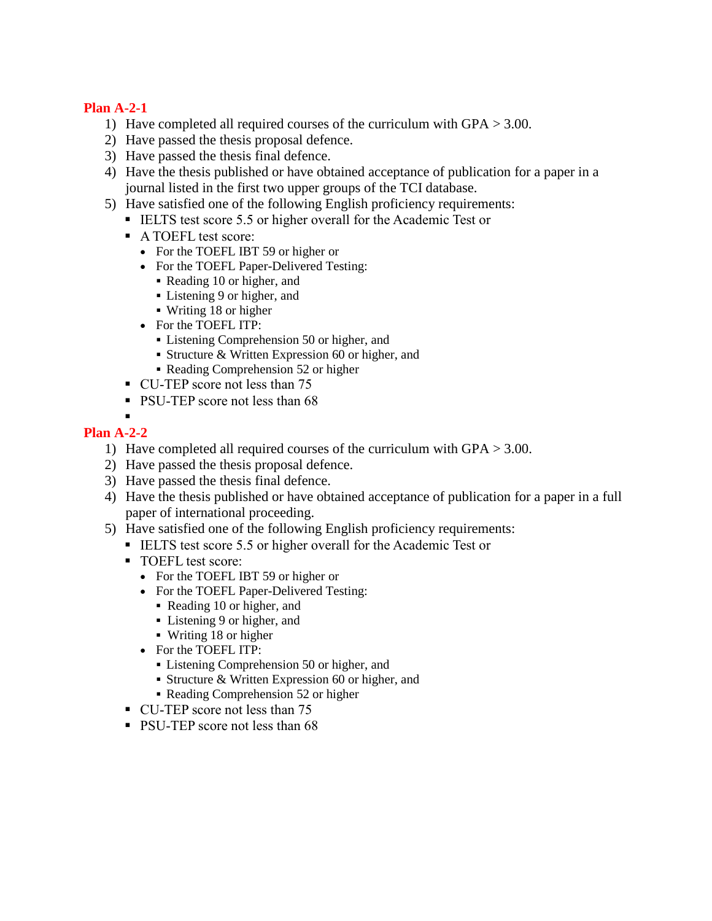**Plan A-2-1**

1) Have completed all required courses of the curriculum with GPA > 3.00.
2) Have passed the thesis proposal defence.
3) Have passed the thesis final defence.
4) Have the thesis published or have obtained acceptance of publication for a paper in a journal listed in the first two upper groups of the TCI database.
5) Have satisfied one of the following English proficiency requirements:
   - IELTS test score 5.5 or higher overall for the Academic Test or
   - A TOEFL test score:
     - For the TOEFL IBT 59 or higher or
     - For the TOEFL Paper-Delivered Testing:
       - Reading 10 or higher, and
       - Listening 9 or higher, and
       - Writing 18 or higher
     - For the TOEFL ITP:
       - Listening Comprehension 50 or higher, and
       - Structure & Written Expression 60 or higher, and
       - Reading Comprehension 52 or higher
   - CU-TEP score not less than 75
   - PSU-TEP score not less than 68

**Plan A-2-2**

1) Have completed all required courses of the curriculum with GPA > 3.00.
2) Have passed the thesis proposal defence.
3) Have passed the thesis final defence.
4) Have the thesis published or have obtained acceptance of publication for a paper in a full paper of international proceeding.
5) Have satisfied one of the following English proficiency requirements:
   - IELTS test score 5.5 or higher overall for the Academic Test or
   - TOEFL test score:
     - For the TOEFL IBT 59 or higher or
     - For the TOEFL Paper-Delivered Testing:
       - Reading 10 or higher, and
       - Listening 9 or higher, and
       - Writing 18 or higher
     - For the TOEFL ITP:
       - Listening Comprehension 50 or higher, and
       - Structure & Written Expression 60 or higher, and
       - Reading Comprehension 52 or higher
   - CU-TEP score not less than 75
   - PSU-TEP score not less than 68